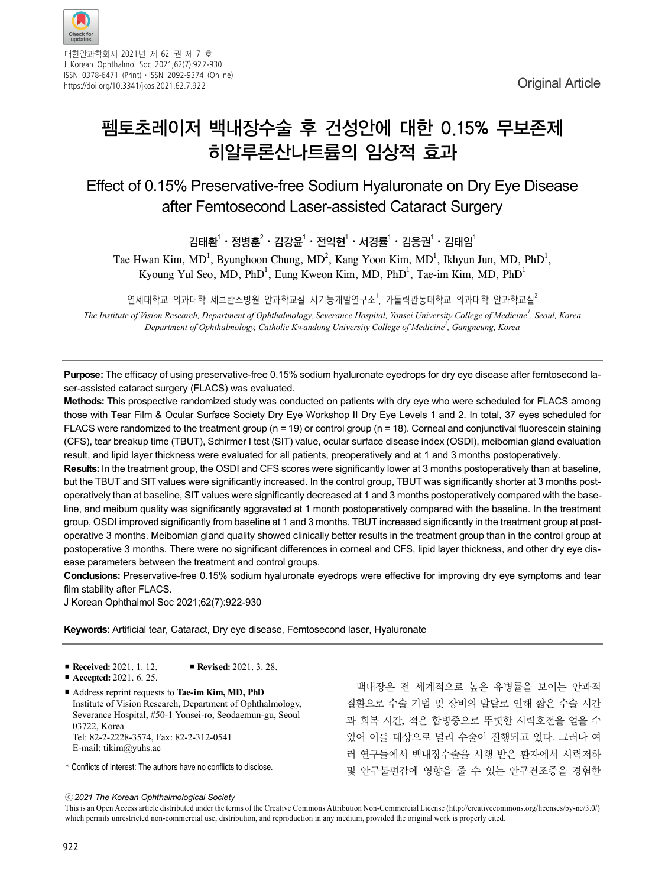Original Article

# 펨토초레이저 백내장수술 후 건성안에 대한 0.15% 무보존제 히알루론산나트륨의 임상적 효과

## Effect of 0.15% Preservative-free Sodium Hyaluronate on Dry Eye Disease after Femtosecond Laser-assisted Cataract Surgery

김태환[1]・정병훈[2]・김강윤[1]・전익현[1]・서경률[1]・김응권[1]・김태임[1]

Tae Hwan Kim, MD[1], Byunghoon Chung, MD[2], Kang Yoon Kim, MD[1], Ikhyun Jun, MD, PhD[1], Kyoung Yul Seo, MD, PhD[1], Eung Kweon Kim, MD, PhD[1], Tae-im Kim, MD, PhD[1]

연세대학교 의과대학 세브란스병원 안과학교실 시기능개발연구소[1], 가톨릭관동대학교 의과대학 안과학교실[2]

*The Institute of Vision Research, Department of Ophthalmology, Severance Hospital, Yonsei University College of Medicine[1], Seoul, Korea*
*Department of Ophthalmology, Catholic Kwandong University College of Medicine[2], Gangneung, Korea*

**Purpose:** The efficacy of using preservative-free 0.15% sodium hyaluronate eyedrops for dry eye disease after femtosecond laser-assisted cataract surgery (FLACS) was evaluated.

**Methods:** This prospective randomized study was conducted on patients with dry eye who were scheduled for FLACS among those with Tear Film & Ocular Surface Society Dry Eye Workshop II Dry Eye Levels 1 and 2. In total, 37 eyes scheduled for FLACS were randomized to the treatment group (n = 19) or control group (n = 18). Corneal and conjunctival fluorescein staining (CFS), tear breakup time (TBUT), Schirmer I test (SIT) value, ocular surface disease index (OSDI), meibomian gland evaluation result, and lipid layer thickness were evaluated for all patients, preoperatively and at 1 and 3 months postoperatively.

**Results:** In the treatment group, the OSDI and CFS scores were significantly lower at 3 months postoperatively than at baseline, but the TBUT and SIT values were significantly increased. In the control group, TBUT was significantly shorter at 3 months postoperatively than at baseline, SIT values were significantly decreased at 1 and 3 months postoperatively compared with the baseline, and meibum quality was significantly aggravated at 1 month postoperatively compared with the baseline. In the treatment group, OSDI improved significantly from baseline at 1 and 3 months. TBUT increased significantly in the treatment group at postoperative 3 months. Meibomian gland quality showed clinically better results in the treatment group than in the control group at postoperative 3 months. There were no significant differences in corneal and CFS, lipid layer thickness, and other dry eye disease parameters between the treatment and control groups.

**Conclusions:** Preservative-free 0.15% sodium hyaluronate eyedrops were effective for improving dry eye symptoms and tear film stability after FLACS.

J Korean Ophthalmol Soc 2021;62(7):922-930

**Keywords:** Artificial tear, Cataract, Dry eye disease, Femtosecond laser, Hyaluronate

- **Received:** 2021. 1. 12. ■ **Revised:** 2021. 3. 28.
- **Accepted:** 2021. 6. 25.
- Address reprint requests to **Tae-im Kim, MD, PhD**
  Institute of Vision Research, Department of Ophthalmology, Severance Hospital, #50-1 Yonsei-ro, Seodaemun-gu, Seoul 03722, Korea
  Tel: 82-2-2228-3574, Fax: 82-2-312-0541
  E-mail: tikim@yuhs.ac

\* Conflicts of Interest: The authors have no conflicts to disclose.

ⓒ *2021 The Korean Ophthalmological Society*

This is an Open Access article distributed under the terms of the Creative Commons Attribution Non-Commercial License (http://creativecommons.org/licenses/by-nc/3.0/) which permits unrestricted non-commercial use, distribution, and reproduction in any medium, provided the original work is properly cited.

백내장은 전 세계적으로 높은 유병률을 보이는 안과적 질환으로 수술 기법 및 장비의 발달로 인해 짧은 수술 시간과 회복 시간, 적은 합병증으로 뚜렷한 시력호전을 얻을 수 있어 이를 대상으로 널리 수술이 진행되고 있다. 그러나 여러 연구들에서 백내장수술을 시행 받은 환자에서 시력저하 및 안구불편감에 영향을 줄 수 있는 안구건조증을 경험한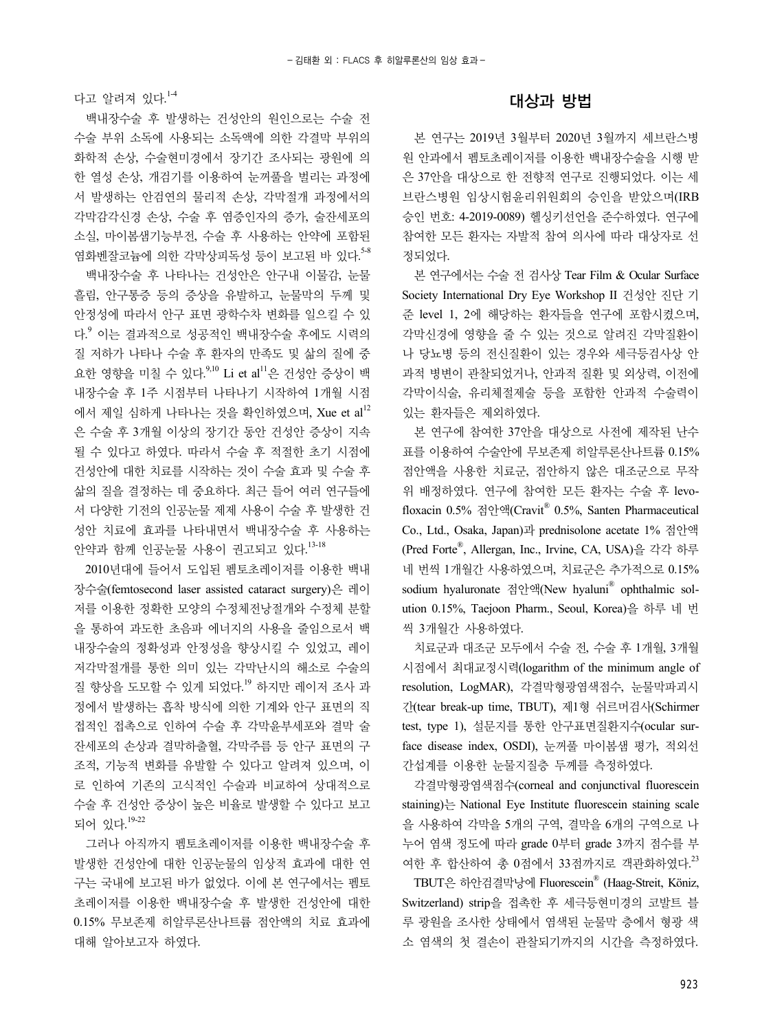다고 알려져 있다.[1-4]

백내장수술 후 발생하는 건성안의 원인으로는 수술 전 수술 부위 소독에 사용되는 소독액에 의한 각결막 부위의 화학적 손상, 수술현미경에서 장기간 조사되는 광원에 의한 열성 손상, 개검기를 이용하여 눈꺼풀을 벌리는 과정에서 발생하는 안검연의 물리적 손상, 각막절개 과정에서의 각막감각신경 손상, 수술 후 염증인자의 증가, 술잔세포의 소실, 마이봄샘기능부전, 수술 후 사용하는 안약에 포함된 염화벤잘코늄에 의한 각막상피독성 등이 보고된 바 있다.[5-8]

백내장수술 후 나타나는 건성안은 안구내 이물감, 눈물흘림, 안구통증 등의 증상을 유발하고, 눈물막의 두께 및 안정성에 따라서 안구 표면 광학수차 변화를 일으킬 수 있다.[9] 이는 결과적으로 성공적인 백내장수술 후에도 시력의 질 저하가 나타나 수술 후 환자의 만족도 및 삶의 질에 중요한 영향을 미칠 수 있다.[9,10] Li et al[11]은 건성안 증상이 백내장수술 후 1주 시점부터 나타나기 시작하여 1개월 시점에서 제일 심하게 나타나는 것을 확인하였으며, Xue et al[12]은 수술 후 3개월 이상의 장기간 동안 건성안 증상이 지속될 수 있다고 하였다. 따라서 수술 후 적절한 초기 시점에 건성안에 대한 치료를 시작하는 것이 수술 효과 및 수술 후 삶의 질을 결정하는 데 중요하다. 최근 들어 여러 연구들에서 다양한 기전의 인공눈물 제제 사용이 수술 후 발생한 건성안 치료에 효과를 나타내면서 백내장수술 후 사용하는 안약과 함께 인공눈물 사용이 권고되고 있다.[13-18]

2010년대에 들어서 도입된 펨토초레이저를 이용한 백내장수술(femtosecond laser assisted cataract surgery)은 레이저를 이용한 정확한 모양의 수정체전낭절개와 수정체 분할을 통하여 과도한 초음파 에너지의 사용을 줄임으로서 백내장수술의 정확성과 안정성을 향상시킬 수 있었고, 레이저각막절개를 통한 의미 있는 각막난시의 해소로 수술의 질 향상을 도모할 수 있게 되었다.[19] 하지만 레이저 조사 과정에서 발생하는 흡착 방식에 의한 기계와 안구 표면의 직접적인 접촉으로 인하여 수술 후 각막윤부세포와 결막 술잔세포의 손상과 결막하출혈, 각막주름 등 안구 표면의 구조적, 기능적 변화를 유발할 수 있다고 알려져 있으며, 이로 인하여 기존의 고식적인 수술과 비교하여 상대적으로 수술 후 건성안 증상이 높은 비율로 발생할 수 있다고 보고되어 있다.[19-22]

그러나 아직까지 펨토초레이저를 이용한 백내장수술 후 발생한 건성안에 대한 인공눈물의 임상적 효과에 대한 연구는 국내에 보고된 바가 없었다. 이에 본 연구에서는 펨토초레이저를 이용한 백내장수술 후 발생한 건성안에 대한 0.15% 무보존제 히알루론산나트륨 점안액의 치료 효과에 대해 알아보고자 하였다.

## 대상과 방법

본 연구는 2019년 3월부터 2020년 3월까지 세브란스병원 안과에서 펨토초레이저를 이용한 백내장수술을 시행 받은 37안을 대상으로 한 전향적 연구로 진행되었다. 이는 세브란스병원 임상시험윤리위원회의 승인을 받았으며(IRB 승인 번호: 4-2019-0089) 헬싱키선언을 준수하였다. 연구에 참여한 모든 환자는 자발적 참여 의사에 따라 대상자로 선정되었다.

본 연구에서는 수술 전 검사상 Tear Film & Ocular Surface Society International Dry Eye Workshop II 건성안 진단 기준 level 1, 2에 해당하는 환자들을 연구에 포함시켰으며, 각막신경에 영향을 줄 수 있는 것으로 알려진 각막질환이나 당뇨병 등의 전신질환이 있는 경우와 세극등검사상 안과적 병변이 관찰되었거나, 안과적 질환 및 외상력, 이전에 각막이식술, 유리체절제술 등을 포함한 안과적 수술력이 있는 환자들은 제외하였다.

본 연구에 참여한 37안을 대상으로 사전에 제작된 난수표를 이용하여 수술안에 무보존제 히알루론산나트륨 0.15% 점안액을 사용한 치료군, 점안하지 않은 대조군으로 무작위 배정하였다. 연구에 참여한 모든 환자는 수술 후 levofloxacin 0.5% 점안액(Cravit® 0.5%, Santen Pharmaceutical Co., Ltd., Osaka, Japan)과 prednisolone acetate 1% 점안액(Pred Forte®, Allergan, Inc., Irvine, CA, USA)을 각각 하루 네 번씩 1개월간 사용하였으며, 치료군은 추가적으로 0.15% sodium hyaluronate 점안액(New hyaluni® ophthalmic solution 0.15%, Taejoon Pharm., Seoul, Korea)을 하루 네 번씩 3개월간 사용하였다.

치료군과 대조군 모두에서 수술 전, 수술 후 1개월, 3개월 시점에서 최대교정시력(logarithm of the minimum angle of resolution, LogMAR), 각결막형광염색점수, 눈물막파괴시간(tear break-up time, TBUT), 제1형 쉬르머검사(Schirmer test, type 1), 설문지를 통한 안구표면질환지수(ocular surface disease index, OSDI), 눈꺼풀 마이봄샘 평가, 적외선 간섭계를 이용한 눈물지질층 두께를 측정하였다.

각결막형광염색점수(corneal and conjunctival fluorescein staining)는 National Eye Institute fluorescein staining scale을 사용하여 각막을 5개의 구역, 결막을 6개의 구역으로 나누어 염색 정도에 따라 grade 0부터 grade 3까지 점수를 부여한 후 합산하여 총 0점에서 33점까지로 객관화하였다.[23]

TBUT은 하안검결막낭에 Fluorescein® (Haag-Streit, Köniz, Switzerland) strip을 접촉한 후 세극등현미경의 코발트 블루 광원을 조사한 상태에서 염색된 눈물막 층에서 형광 색소 염색의 첫 결손이 관찰되기까지의 시간을 측정하였다.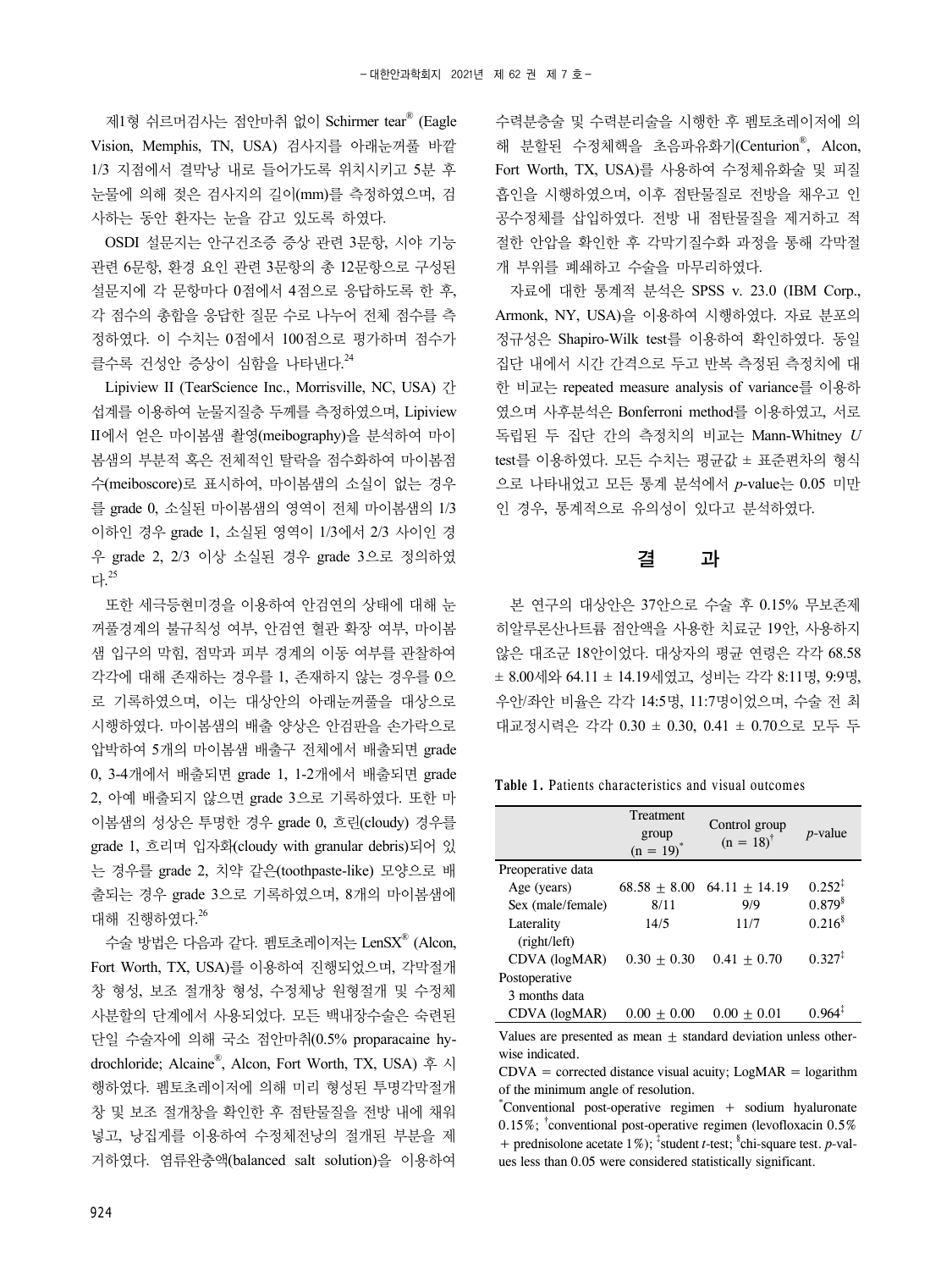제1형 쉬르머검사는 점안마취 없이 Schirmer tear® (Eagle Vision, Memphis, TN, USA) 검사지를 아래눈꺼풀 바깥 1/3 지점에서 결막낭 내로 들어가도록 위치시키고 5분 후 눈물에 의해 젖은 검사지의 길이(mm)를 측정하였으며, 검사하는 동안 환자는 눈을 감고 있도록 하였다.

OSDI 설문지는 안구건조증 증상 관련 3문항, 시야 기능 관련 6문항, 환경 요인 관련 3문항의 총 12문항으로 구성된 설문지에 각 문항마다 0점에서 4점으로 응답하도록 한 후, 각 점수의 총합을 응답한 질문 수로 나누어 전체 점수를 측정하였다. 이 수치는 0점에서 100점으로 평가하며 점수가 클수록 건성안 증상이 심함을 나타낸다.[24]

Lipiview II (TearScience Inc., Morrisville, NC, USA) 간섭계를 이용하여 눈물지질층 두께를 측정하였으며, Lipiview II에서 얻은 마이봄샘 촬영(meibography)을 분석하여 마이봄샘의 부분적 혹은 전체적인 탈락을 점수화하여 마이봄점수(meiboscore)로 표시하여, 마이봄샘의 소실이 없는 경우를 grade 0, 소실된 마이봄샘의 영역이 전체 마이봄샘의 1/3 이하인 경우 grade 1, 소실된 영역이 1/3에서 2/3 사이인 경우 grade 2, 2/3 이상 소실된 경우 grade 3으로 정의하였다.[25]

또한 세극등현미경을 이용하여 안검연의 상태에 대해 눈꺼풀경계의 불규칙성 여부, 안검연 혈관 확장 여부, 마이봄샘 입구의 막힘, 점막과 피부 경계의 이동 여부를 관찰하여 각각에 대해 존재하는 경우를 1, 존재하지 않는 경우를 0으로 기록하였으며, 이는 대상안의 아래눈꺼풀을 대상으로 시행하였다. 마이봄샘의 배출 양상은 안검판을 손가락으로 압박하여 5개의 마이봄샘 배출구 전체에서 배출되면 grade 0, 3-4개에서 배출되면 grade 1, 1-2개에서 배출되면 grade 2, 아예 배출되지 않으면 grade 3으로 기록하였다. 또한 마이봄샘의 성상은 투명한 경우 grade 0, 흐린(cloudy) 경우를 grade 1, 흐리며 입자화(cloudy with granular debris)되어 있는 경우를 grade 2, 치약 같은(toothpaste-like) 모양으로 배출되는 경우 grade 3으로 기록하였으며, 8개의 마이봄샘에 대해 진행하였다.[26]

수술 방법은 다음과 같다. 펨토초레이저는 LenSX® (Alcon, Fort Worth, TX, USA)를 이용하여 진행되었으며, 각막절개창 형성, 보조 절개창 형성, 수정체낭 원형절개 및 수정체 사분할의 단계에서 사용되었다. 모든 백내장수술은 숙련된 단일 수술자에 의해 국소 점안마취(0.5% proparacaine hydrochloride; Alcaine®, Alcon, Fort Worth, TX, USA) 후 시행하였다. 펨토초레이저에 의해 미리 형성된 투명각막절개창 및 보조 절개창을 확인한 후 점탄물질을 전방 내에 채워 넣고, 낭집게를 이용하여 수정체전낭의 절개된 부분을 제거하였다. 염류완충액(balanced salt solution)을 이용하여 수력분층술 및 수력분리술을 시행한 후 펨토초레이저에 의해 분할된 수정체핵을 초음파유화기(Centurion®, Alcon, Fort Worth, TX, USA)를 사용하여 수정체유화술 및 피질흡인을 시행하였으며, 이후 점탄물질로 전방을 채우고 인공수정체를 삽입하였다. 전방 내 점탄물질을 제거하고 적절한 안압을 확인한 후 각막기질수화 과정을 통해 각막절개 부위를 폐쇄하고 수술을 마무리하였다.

자료에 대한 통계적 분석은 SPSS v. 23.0 (IBM Corp., Armonk, NY, USA)을 이용하여 시행하였다. 자료 분포의 정규성은 Shapiro-Wilk test를 이용하여 확인하였다. 동일 집단 내에서 시간 간격으로 두고 반복 측정된 측정치에 대한 비교는 repeated measure analysis of variance를 이용하였으며 사후분석은 Bonferroni method를 이용하였고, 서로 독립된 두 집단 간의 측정치의 비교는 Mann-Whitney *U* test를 이용하였다. 모든 수치는 평균값 ± 표준편차의 형식으로 나타내었고 모든 통계 분석에서 *p*-value는 0.05 미만인 경우, 통계적으로 유의성이 있다고 분석하였다.

## 결 과

본 연구의 대상안은 37안으로 수술 후 0.15% 무보존제 히알루론산나트륨 점안액을 사용한 치료군 19안, 사용하지 않은 대조군 18안이었다. 대상자의 평균 연령은 각각 68.58 ± 8.00세와 64.11 ± 14.19세였고, 성비는 각각 8:11명, 9:9명, 우안/좌안 비율은 각각 14:5명, 11:7명이었으며, 수술 전 최대교정시력은 각각 0.30 ± 0.30, 0.41 ± 0.70으로 모두 두

**Table 1.** Patients characteristics and visual outcomes

| | Treatment group (n = 19)* | Control group (n = 18)† | *p*-value |
|---|---|---|---|
| Preoperative data | | | |
| Age (years) | 68.58 ± 8.00 | 64.11 ± 14.19 | 0.252‡ |
| Sex (male/female) | 8/11 | 9/9 | 0.879§ |
| Laterality (right/left) | 14/5 | 11/7 | 0.216§ |
| CDVA (logMAR) | 0.30 ± 0.30 | 0.41 ± 0.70 | 0.327‡ |
| Postoperative 3 months data | | | |
| CDVA (logMAR) | 0.00 ± 0.00 | 0.00 ± 0.01 | 0.964‡ |

Values are presented as mean ± standard deviation unless otherwise indicated.
CDVA = corrected distance visual acuity; LogMAR = logarithm of the minimum angle of resolution.
*Conventional post-operative regimen + sodium hyaluronate 0.15%; †conventional post-operative regimen (levofloxacin 0.5% + prednisolone acetate 1%); ‡student *t*-test; §chi-square test. *p*-values less than 0.05 were considered statistically significant.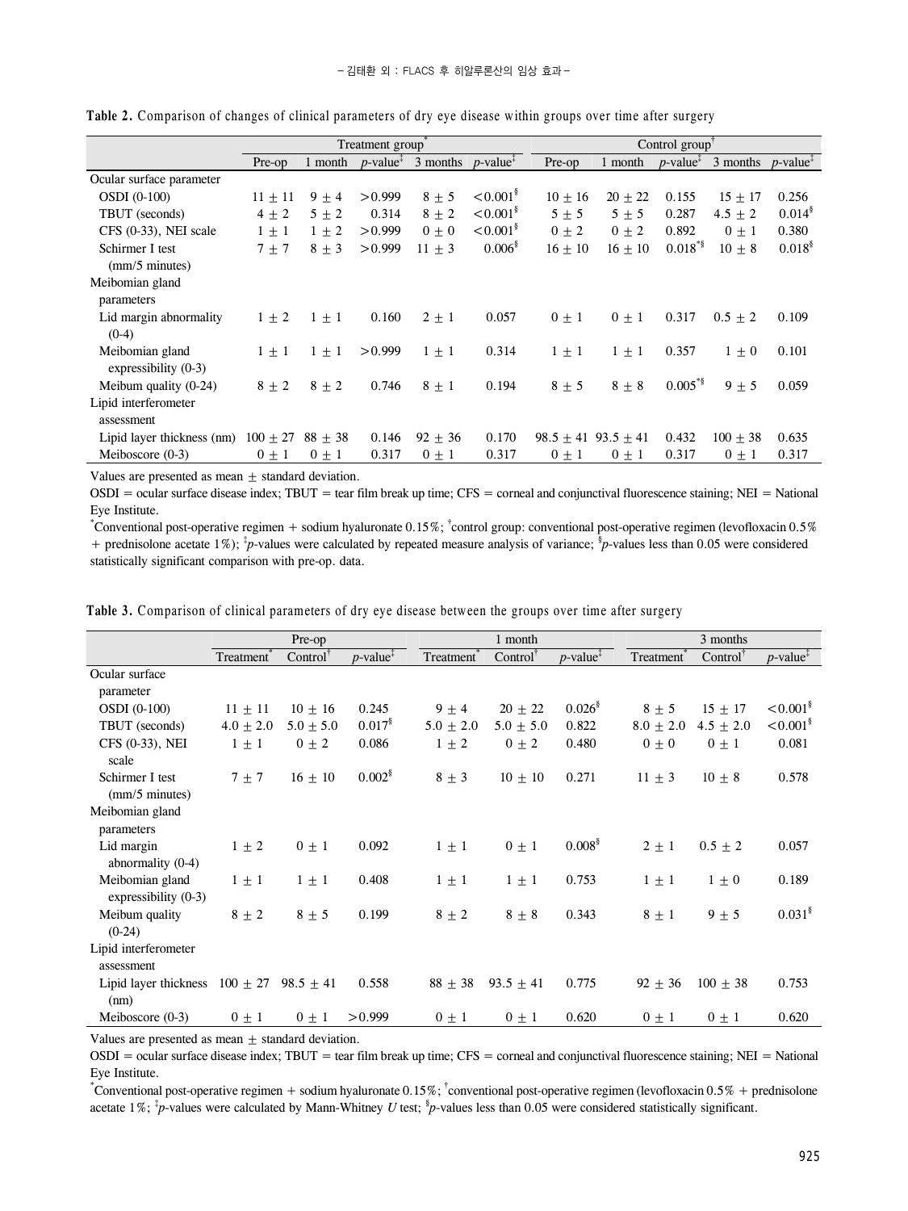**Table 2.** Comparison of changes of clinical parameters of dry eye disease within groups over time after surgery

| | Treatment group* | | | | | Control group† | | | | |
|---|---|---|---|---|---|---|---|---|---|---|
| | Pre-op | 1 month | *p*-value‡ | 3 months | *p*-value‡ | Pre-op | 1 month | *p*-value‡ | 3 months | *p*-value‡ |
| Ocular surface parameter | | | | | | | | | | |
| OSDI (0-100) | 11 ± 11 | 9 ± 4 | >0.999 | 8 ± 5 | <0.001§ | 10 ± 16 | 20 ± 22 | 0.155 | 15 ± 17 | 0.256 |
| TBUT (seconds) | 4 ± 2 | 5 ± 2 | 0.314 | 8 ± 2 | <0.001§ | 5 ± 5 | 5 ± 5 | 0.287 | 4.5 ± 2 | 0.014§ |
| CFS (0-33), NEI scale | 1 ± 1 | 1 ± 2 | >0.999 | 0 ± 0 | <0.001§ | 0 ± 2 | 0 ± 2 | 0.892 | 0 ± 1 | 0.380 |
| Schirmer I test (mm/5 minutes) | 7 ± 7 | 8 ± 3 | >0.999 | 11 ± 3 | 0.006§ | 16 ± 10 | 16 ± 10 | 0.018*§ | 10 ± 8 | 0.018§ |
| Meibomian gland parameters | | | | | | | | | | |
| Lid margin abnormality (0-4) | 1 ± 2 | 1 ± 1 | 0.160 | 2 ± 1 | 0.057 | 0 ± 1 | 0 ± 1 | 0.317 | 0.5 ± 2 | 0.109 |
| Meibomian gland expressibility (0-3) | 1 ± 1 | 1 ± 1 | >0.999 | 1 ± 1 | 0.314 | 1 ± 1 | 1 ± 1 | 0.357 | 1 ± 0 | 0.101 |
| Meibum quality (0-24) | 8 ± 2 | 8 ± 2 | 0.746 | 8 ± 1 | 0.194 | 8 ± 5 | 8 ± 8 | 0.005*§ | 9 ± 5 | 0.059 |
| Lipid interferometer assessment | | | | | | | | | | |
| Lipid layer thickness (nm) | 100 ± 27 | 88 ± 38 | 0.146 | 92 ± 36 | 0.170 | 98.5 ± 41 | 93.5 ± 41 | 0.432 | 100 ± 38 | 0.635 |
| Meiboscore (0-3) | 0 ± 1 | 0 ± 1 | 0.317 | 0 ± 1 | 0.317 | 0 ± 1 | 0 ± 1 | 0.317 | 0 ± 1 | 0.317 |

Values are presented as mean ± standard deviation.

OSDI = ocular surface disease index; TBUT = tear film break up time; CFS = corneal and conjunctival fluorescence staining; NEI = National Eye Institute.

*Conventional post-operative regimen + sodium hyaluronate 0.15%; †control group: conventional post-operative regimen (levofloxacin 0.5% + prednisolone acetate 1%); ‡*p*-values were calculated by repeated measure analysis of variance; §*p*-values less than 0.05 were considered statistically significant comparison with pre-op. data.

**Table 3.** Comparison of clinical parameters of dry eye disease between the groups over time after surgery

| | Pre-op | | | 1 month | | | 3 months | | |
|---|---|---|---|---|---|---|---|---|---|
| | Treatment* | Control† | *p*-value‡ | Treatment* | Control† | *p*-value‡ | Treatment* | Control† | *p*-value‡ |
| Ocular surface parameter | | | | | | | | | |
| OSDI (0-100) | 11 ± 11 | 10 ± 16 | 0.245 | 9 ± 4 | 20 ± 22 | 0.026§ | 8 ± 5 | 15 ± 17 | <0.001§ |
| TBUT (seconds) | 4.0 ± 2.0 | 5.0 ± 5.0 | 0.017§ | 5.0 ± 2.0 | 5.0 ± 5.0 | 0.822 | 8.0 ± 2.0 | 4.5 ± 2.0 | <0.001§ |
| CFS (0-33), NEI scale | 1 ± 1 | 0 ± 2 | 0.086 | 1 ± 2 | 0 ± 2 | 0.480 | 0 ± 0 | 0 ± 1 | 0.081 |
| Schirmer I test (mm/5 minutes) | 7 ± 7 | 16 ± 10 | 0.002§ | 8 ± 3 | 10 ± 10 | 0.271 | 11 ± 3 | 10 ± 8 | 0.578 |
| Meibomian gland parameters | | | | | | | | | |
| Lid margin abnormality (0-4) | 1 ± 2 | 0 ± 1 | 0.092 | 1 ± 1 | 0 ± 1 | 0.008§ | 2 ± 1 | 0.5 ± 2 | 0.057 |
| Meibomian gland expressibility (0-3) | 1 ± 1 | 1 ± 1 | 0.408 | 1 ± 1 | 1 ± 1 | 0.753 | 1 ± 1 | 1 ± 0 | 0.189 |
| Meibum quality (0-24) | 8 ± 2 | 8 ± 5 | 0.199 | 8 ± 2 | 8 ± 8 | 0.343 | 8 ± 1 | 9 ± 5 | 0.031§ |
| Lipid interferometer assessment | | | | | | | | | |
| Lipid layer thickness (nm) | 100 ± 27 | 98.5 ± 41 | 0.558 | 88 ± 38 | 93.5 ± 41 | 0.775 | 92 ± 36 | 100 ± 38 | 0.753 |
| Meiboscore (0-3) | 0 ± 1 | 0 ± 1 | >0.999 | 0 ± 1 | 0 ± 1 | 0.620 | 0 ± 1 | 0 ± 1 | 0.620 |

Values are presented as mean ± standard deviation.

OSDI = ocular surface disease index; TBUT = tear film break up time; CFS = corneal and conjunctival fluorescence staining; NEI = National Eye Institute.

*Conventional post-operative regimen + sodium hyaluronate 0.15%; †conventional post-operative regimen (levofloxacin 0.5% + prednisolone acetate 1%; ‡*p*-values were calculated by Mann-Whitney *U* test; §*p*-values less than 0.05 were considered statistically significant.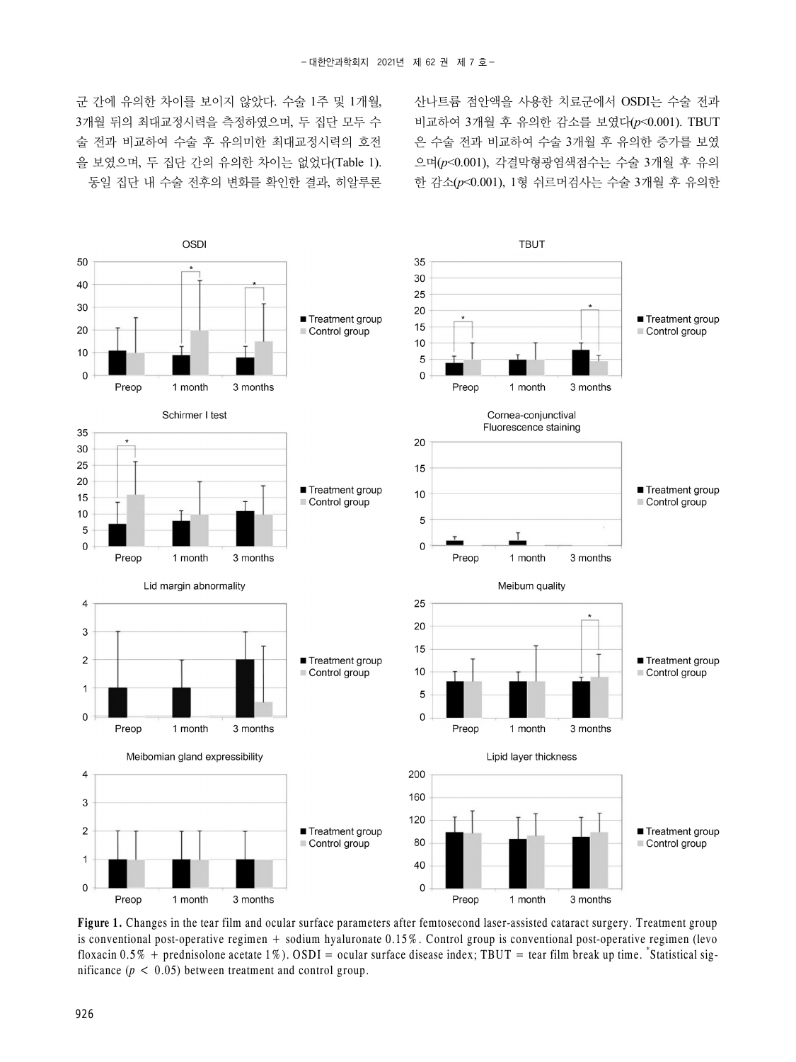군 간에 유의한 차이를 보이지 않았다. 수술 1주 및 1개월, 3개월 뒤의 최대교정시력을 측정하였으며, 두 집단 모두 수술 전과 비교하여 수술 후 유의미한 최대교정시력의 호전을 보였으며, 두 집단 간의 유의한 차이는 없었다(Table 1).

동일 집단 내 수술 전후의 변화를 확인한 결과, 히알루론산나트륨 점안액을 사용한 치료군에서 OSDI는 수술 전과 비교하여 3개월 후 유의한 감소를 보였다($p<0.001$). TBUT은 수술 전과 비교하여 수술 3개월 후 유의한 증가를 보였으며($p<0.001$), 각결막형광염색점수는 수술 3개월 후 유의한 감소($p<0.001$), 1형 쉬르머검사는 수술 3개월 후 유의한

**Figure 1.** Changes in the tear film and ocular surface parameters after femtosecond laser-assisted cataract surgery. Treatment group is conventional post-operative regimen + sodium hyaluronate 0.15%. Control group is conventional post-operative regimen (levo floxacin 0.5% + prednisolone acetate 1%). OSDI = ocular surface disease index; TBUT = tear film break up time. *Statistical significance ($p < 0.05$) between treatment and control group.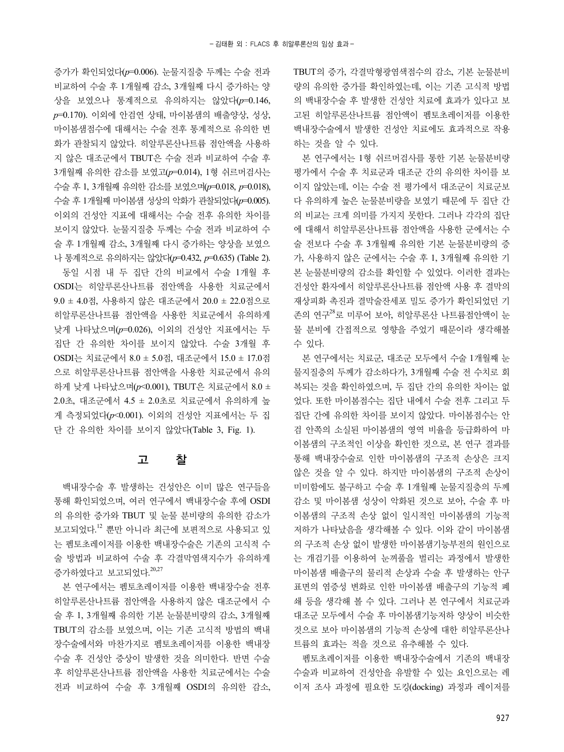증가가 확인되었다($p$=0.006). 눈물지질층 두께는 수술 전과 비교하여 수술 후 1개월째 감소, 3개월째 다시 증가하는 양상을 보였으나 통계적으로 유의하지는 않았다($p$=0.146, $p$=0.170). 이외에 안검연 상태, 마이봄샘의 배출양상, 성상, 마이봄샘점수에 대해서는 수술 전후 통계적으로 유의한 변화가 관찰되지 않았다. 히알루론산나트륨 점안액을 사용하지 않은 대조군에서 TBUT은 수술 전과 비교하여 수술 후 3개월째 유의한 감소를 보였고($p$=0.014), 1형 쉬르머검사는 수술 후 1, 3개월째 유의한 감소를 보였으며($p$=0.018, $p$=0.018), 수술 후 1개월째 마이봄샘 성상의 악화가 관찰되었다($p$=0.005). 이외의 건성안 지표에 대해서는 수술 전후 유의한 차이를 보이지 않았다. 눈물지질층 두께는 수술 전과 비교하여 수술 후 1개월째 감소, 3개월째 다시 증가하는 양상을 보였으나 통계적으로 유의하지는 않았다($p$=0.432, $p$=0.635) (Table 2).

동일 시점 내 두 집단 간의 비교에서 수술 1개월 후 OSDI는 히알루론산나트륨 점안액을 사용한 치료군에서 9.0 ± 4.0점, 사용하지 않은 대조군에서 20.0 ± 22.0점으로 히알루론산나트륨 점안액을 사용한 치료군에서 유의하게 낮게 나타났으며($p$=0.026), 이외의 건성안 지표에서는 두 집단 간 유의한 차이를 보이지 않았다. 수술 3개월 후 OSDI는 치료군에서 8.0 ± 5.0점, 대조군에서 15.0 ± 17.0점으로 히알루론산나트륨 점안액을 사용한 치료군에서 유의하게 낮게 나타났으며($p$<0.001), TBUT은 치료군에서 8.0 ± 2.0초, 대조군에서 4.5 ± 2.0초로 치료군에서 유의하게 높게 측정되었다($p$<0.001). 이외의 건성안 지표에서는 두 집단 간 유의한 차이를 보이지 않았다(Table 3, Fig. 1).

## 고 찰

백내장수술 후 발생하는 건성안은 이미 많은 연구들을 통해 확인되었으며, 여러 연구에서 백내장수술 후에 OSDI의 유의한 증가와 TBUT 및 눈물 분비량의 유의한 감소가 보고되었다.[12] 뿐만 아니라 최근에 보편적으로 사용되고 있는 펨토초레이저를 이용한 백내장수술은 기존의 고식적 수술 방법과 비교하여 수술 후 각결막염색지수가 유의하게 증가하였다고 보고되었다.[20,27]

본 연구에서는 펨토초레이저를 이용한 백내장수술 전후 히알루론산나트륨 점안액을 사용하지 않은 대조군에서 수술 후 1, 3개월째 유의한 기본 눈물분비량의 감소, 3개월째 TBUT의 감소를 보였으며, 이는 기존 고식적 방법의 백내장수술에서와 마찬가지로 펨토초레이저를 이용한 백내장수술 후 건성안 증상이 발생한 것을 의미한다. 반면 수술 후 히알루론산나트륨 점안액을 사용한 치료군에서는 수술 전과 비교하여 수술 후 3개월째 OSDI의 유의한 감소, TBUT의 증가, 각결막형광염색점수의 감소, 기본 눈물분비량의 유의한 증가를 확인하였는데, 이는 기존 고식적 방법의 백내장수술 후 발생한 건성안 치료에 효과가 있다고 보고된 히알루론산나트륨 점안액이 펨토초레이저를 이용한 백내장수술에서 발생한 건성안 치료에도 효과적으로 작용하는 것을 알 수 있다.

본 연구에서는 1형 쉬르머검사를 통한 기본 눈물분비량 평가에서 수술 후 치료군과 대조군 간의 유의한 차이를 보이지 않았는데, 이는 수술 전 평가에서 대조군이 치료군보다 유의하게 높은 눈물분비량을 보였기 때문에 두 집단 간의 비교는 크게 의미를 가지지 못한다. 그러나 각각의 집단에 대해서 히알루론산나트륨 점안액을 사용한 군에서는 수술 전보다 수술 후 3개월째 유의한 기본 눈물분비량의 증가, 사용하지 않은 군에서는 수술 후 1, 3개월째 유의한 기본 눈물분비량의 감소를 확인할 수 있었다. 이러한 결과는 건성안 환자에서 히알루론산나트륨 점안액 사용 후 결막의 재상피화 촉진과 결막술잔세포 밀도 증가가 확인되었던 기존의 연구[28]로 미루어 보아, 히알루론산 나트륨점안액이 눈물 분비에 간접적으로 영향을 주었기 때문이라 생각해볼 수 있다.

본 연구에서는 치료군, 대조군 모두에서 수술 1개월째 눈물지질층의 두께가 감소하다가, 3개월째 수술 전 수치로 회복되는 것을 확인하였으며, 두 집단 간의 유의한 차이는 없었다. 또한 마이봄점수는 집단 내에서 수술 전후 그리고 두 집단 간에 유의한 차이를 보이지 않았다. 마이봄점수는 안검 안쪽의 소실된 마이봄샘의 영역 비율을 등급화하여 마이봄샘의 구조적인 이상을 확인한 것으로, 본 연구 결과를 통해 백내장수술로 인한 마이봄샘의 구조적 손상은 크지 않은 것을 알 수 있다. 하지만 마이봄샘의 구조적 손상이 미미함에도 불구하고 수술 후 1개월째 눈물지질층의 두께 감소 및 마이봄샘 성상이 악화된 것으로 보아, 수술 후 마이봄샘의 구조적 손상 없이 일시적인 마이봄샘의 기능적 저하가 나타났음을 생각해볼 수 있다. 이와 같이 마이봄샘의 구조적 손상 없이 발생한 마이봄샘기능부전의 원인으로는 개검기를 이용하여 눈꺼풀을 벌리는 과정에서 발생한 마이봄샘 배출구의 물리적 손상과 수술 후 발생하는 안구 표면의 염증성 변화로 인한 마이봄샘 배출구의 기능적 폐쇄 등을 생각해 볼 수 있다. 그러나 본 연구에서 치료군과 대조군 모두에서 수술 후 마이봄샘기능저하 양상이 비슷한 것으로 보아 마이봄샘의 기능적 손상에 대한 히알루론산나트륨의 효과는 적을 것으로 유추해볼 수 있다.

펨토초레이저를 이용한 백내장수술에서 기존의 백내장수술과 비교하여 건성안을 유발할 수 있는 요인으로는 레이저 조사 과정에 필요한 도킹(docking) 과정과 레이저를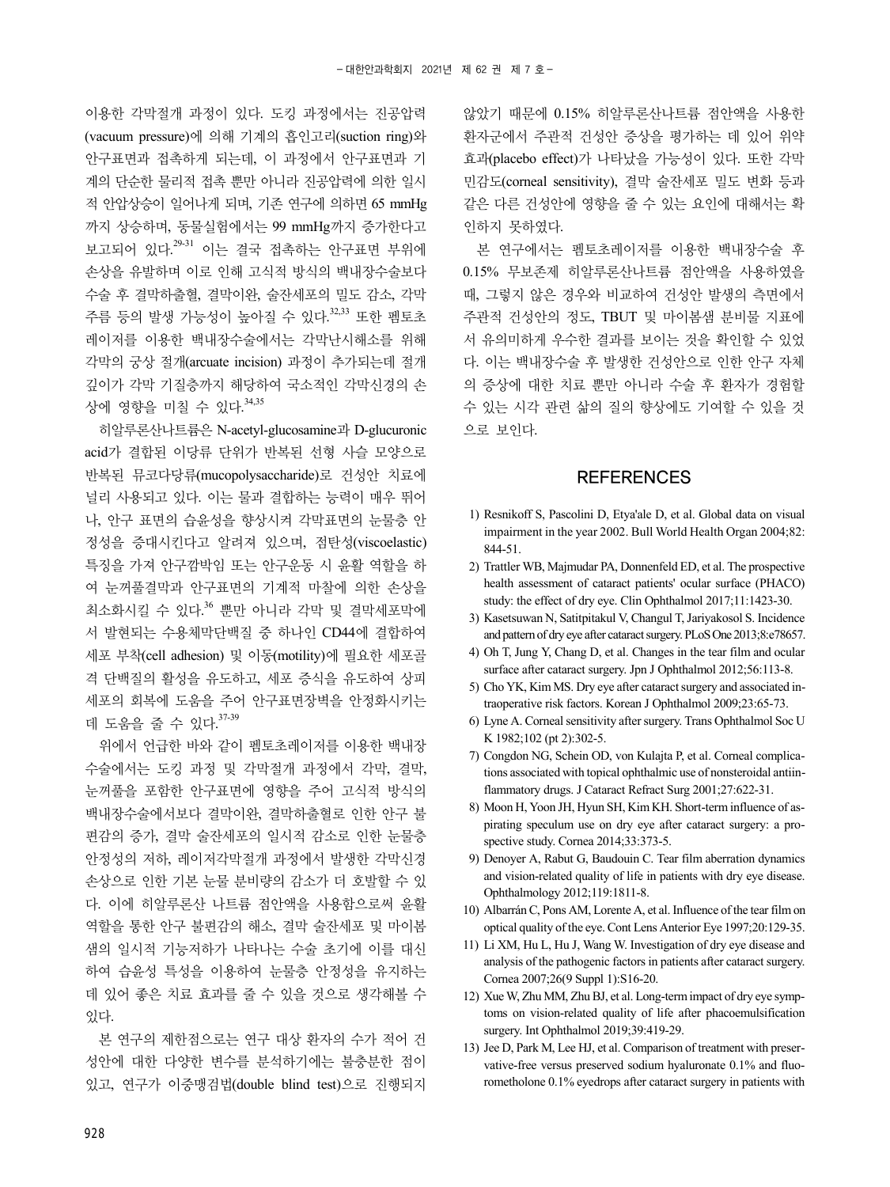이용한 각막절개 과정이 있다. 도킹 과정에서는 진공압력(vacuum pressure)에 의해 기계의 흡인고리(suction ring)와 안구표면과 접촉하게 되는데, 이 과정에서 안구표면과 기계의 단순한 물리적 접촉 뿐만 아니라 진공압력에 의한 일시적 안압상승이 일어나게 되며, 기존 연구에 의하면 65 mmHg까지 상승하며, 동물실험에서는 99 mmHg까지 증가한다고 보고되어 있다.[29-31] 이는 결국 접촉하는 안구표면 부위에 손상을 유발하며 이로 인해 고식적 방식의 백내장수술보다 수술 후 결막하출혈, 결막이완, 술잔세포의 밀도 감소, 각막 주름 등의 발생 가능성이 높아질 수 있다.[32,33] 또한 펨토초레이저를 이용한 백내장수술에서는 각막난시해소를 위해 각막의 궁상 절개(arcuate incision) 과정이 추가되는데 절개 깊이가 각막 기질층까지 해당하여 국소적인 각막신경의 손상에 영향을 미칠 수 있다.[34,35]

히알루론산나트륨은 N-acetyl-glucosamine과 D-glucuronic acid가 결합된 이당류 단위가 반복된 선형 사슬 모양으로 반복된 뮤코다당류(mucopolysaccharide)로 건성안 치료에 널리 사용되고 있다. 이는 물과 결합하는 능력이 매우 뛰어나, 안구 표면의 습윤성을 향상시켜 각막표면의 눈물층 안정성을 증대시킨다고 알려져 있으며, 점탄성(viscoelastic) 특징을 가져 안구깜박임 또는 안구운동 시 윤활 역할을 하여 눈꺼풀결막과 안구표면의 기계적 마찰에 의한 손상을 최소화시킬 수 있다.[36] 뿐만 아니라 각막 및 결막세포막에서 발현되는 수용체막단백질 중 하나인 CD44에 결합하여 세포 부착(cell adhesion) 및 이동(motility)에 필요한 세포골격 단백질의 활성을 유도하고, 세포 증식을 유도하여 상피세포의 회복에 도움을 주어 안구표면장벽을 안정화시키는 데 도움을 줄 수 있다.[37-39]

위에서 언급한 바와 같이 펨토초레이저를 이용한 백내장수술에서는 도킹 과정 및 각막절개 과정에서 각막, 결막, 눈꺼풀을 포함한 안구표면에 영향을 주어 고식적 방식의 백내장수술에서보다 결막이완, 결막하출혈로 인한 안구 불편감의 증가, 결막 술잔세포의 일시적 감소로 인한 눈물층 안정성의 저하, 레이저각막절개 과정에서 발생한 각막신경 손상으로 인한 기본 눈물 분비량의 감소가 더 호발할 수 있다. 이에 히알루론산 나트륨 점안액을 사용함으로써 윤활 역할을 통한 안구 불편감의 해소, 결막 술잔세포 및 마이봄샘의 일시적 기능저하가 나타나는 수술 초기에 이를 대신하여 습윤성 특성을 이용하여 눈물층 안정성을 유지하는 데 있어 좋은 치료 효과를 줄 수 있을 것으로 생각해볼 수 있다.

본 연구의 제한점으로는 연구 대상 환자의 수가 적어 건성안에 대한 다양한 변수를 분석하기에는 불충분한 점이 있고, 연구가 이중맹검법(double blind test)으로 진행되지 않았기 때문에 0.15% 히알루론산나트륨 점안액을 사용한 환자군에서 주관적 건성안 증상을 평가하는 데 있어 위약효과(placebo effect)가 나타났을 가능성이 있다. 또한 각막 민감도(corneal sensitivity), 결막 술잔세포 밀도 변화 등과 같은 다른 건성안에 영향을 줄 수 있는 요인에 대해서는 확인하지 못하였다.

본 연구에서는 펨토초레이저를 이용한 백내장수술 후 0.15% 무보존제 히알루론산나트륨 점안액을 사용하였을 때, 그렇지 않은 경우와 비교하여 건성안 발생의 측면에서 주관적 건성안의 정도, TBUT 및 마이봄샘 분비물 지표에서 유의미하게 우수한 결과를 보이는 것을 확인할 수 있었다. 이는 백내장수술 후 발생한 건성안으로 인한 안구 자체의 증상에 대한 치료 뿐만 아니라 수술 후 환자가 경험할 수 있는 시각 관련 삶의 질의 향상에도 기여할 수 있을 것으로 보인다.

## REFERENCES

1) Resnikoff S, Pascolini D, Etya'ale D, et al. Global data on visual impairment in the year 2002. Bull World Health Organ 2004;82:844-51.
2) Trattler WB, Majmudar PA, Donnenfeld ED, et al. The prospective health assessment of cataract patients' ocular surface (PHACO) study: the effect of dry eye. Clin Ophthalmol 2017;11:1423-30.
3) Kasetsuwan N, Satitpitakul V, Changul T, Jariyakosol S. Incidence and pattern of dry eye after cataract surgery. PLoS One 2013;8:e78657.
4) Oh T, Jung Y, Chang D, et al. Changes in the tear film and ocular surface after cataract surgery. Jpn J Ophthalmol 2012;56:113-8.
5) Cho YK, Kim MS. Dry eye after cataract surgery and associated intraoperative risk factors. Korean J Ophthalmol 2009;23:65-73.
6) Lyne A. Corneal sensitivity after surgery. Trans Ophthalmol Soc U K 1982;102 (pt 2):302-5.
7) Congdon NG, Schein OD, von Kulajta P, et al. Corneal complications associated with topical ophthalmic use of nonsteroidal antiinflammatory drugs. J Cataract Refract Surg 2001;27:622-31.
8) Moon H, Yoon JH, Hyun SH, Kim KH. Short-term influence of aspirating speculum use on dry eye after cataract surgery: a prospective study. Cornea 2014;33:373-5.
9) Denoyer A, Rabut G, Baudouin C. Tear film aberration dynamics and vision-related quality of life in patients with dry eye disease. Ophthalmology 2012;119:1811-8.
10) Albarrán C, Pons AM, Lorente A, et al. Influence of the tear film on optical quality of the eye. Cont Lens Anterior Eye 1997;20:129-35.
11) Li XM, Hu L, Hu J, Wang W. Investigation of dry eye disease and analysis of the pathogenic factors in patients after cataract surgery. Cornea 2007;26(9 Suppl 1):S16-20.
12) Xue W, Zhu MM, Zhu BJ, et al. Long-term impact of dry eye symptoms on vision-related quality of life after phacoemulsification surgery. Int Ophthalmol 2019;39:419-29.
13) Jee D, Park M, Lee HJ, et al. Comparison of treatment with preservative-free versus preserved sodium hyaluronate 0.1% and fluorometholone 0.1% eyedrops after cataract surgery in patients with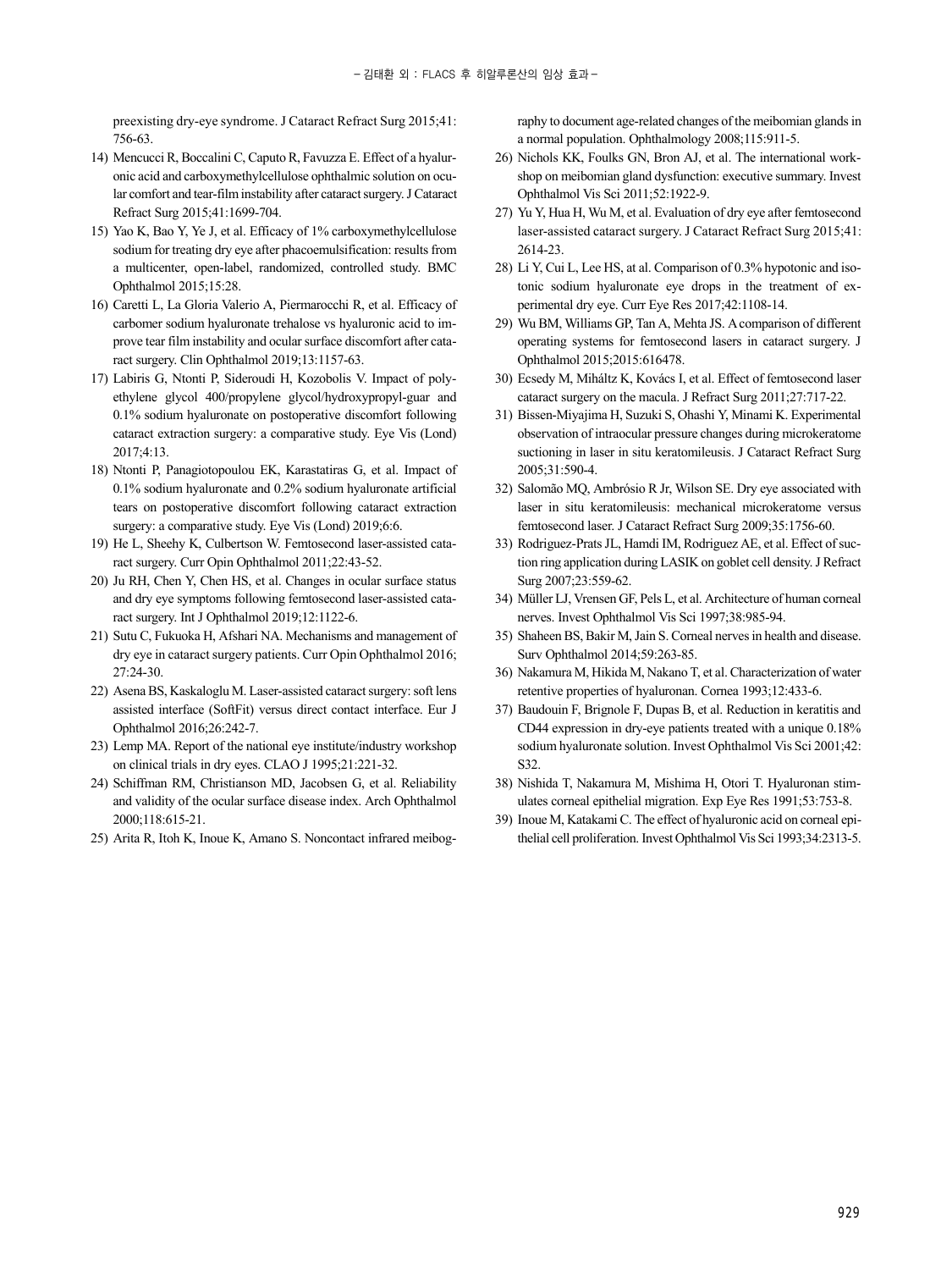preexisting dry-eye syndrome. J Cataract Refract Surg 2015;41:756-63.

14) Mencucci R, Boccalini C, Caputo R, Favuzza E. Effect of a hyaluronic acid and carboxymethylcellulose ophthalmic solution on ocular comfort and tear-film instability after cataract surgery. J Cataract Refract Surg 2015;41:1699-704.
15) Yao K, Bao Y, Ye J, et al. Efficacy of 1% carboxymethylcellulose sodium for treating dry eye after phacoemulsification: results from a multicenter, open-label, randomized, controlled study. BMC Ophthalmol 2015;15:28.
16) Caretti L, La Gloria Valerio A, Piermarocchi R, et al. Efficacy of carbomer sodium hyaluronate trehalose vs hyaluronic acid to improve tear film instability and ocular surface discomfort after cataract surgery. Clin Ophthalmol 2019;13:1157-63.
17) Labiris G, Ntonti P, Sideroudi H, Kozobolis V. Impact of polyethylene glycol 400/propylene glycol/hydroxypropyl-guar and 0.1% sodium hyaluronate on postoperative discomfort following cataract extraction surgery: a comparative study. Eye Vis (Lond) 2017;4:13.
18) Ntonti P, Panagiotopoulou EK, Karastatiras G, et al. Impact of 0.1% sodium hyaluronate and 0.2% sodium hyaluronate artificial tears on postoperative discomfort following cataract extraction surgery: a comparative study. Eye Vis (Lond) 2019;6:6.
19) He L, Sheehy K, Culbertson W. Femtosecond laser-assisted cataract surgery. Curr Opin Ophthalmol 2011;22:43-52.
20) Ju RH, Chen Y, Chen HS, et al. Changes in ocular surface status and dry eye symptoms following femtosecond laser-assisted cataract surgery. Int J Ophthalmol 2019;12:1122-6.
21) Sutu C, Fukuoka H, Afshari NA. Mechanisms and management of dry eye in cataract surgery patients. Curr Opin Ophthalmol 2016;27:24-30.
22) Asena BS, Kaskaloglu M. Laser-assisted cataract surgery: soft lens assisted interface (SoftFit) versus direct contact interface. Eur J Ophthalmol 2016;26:242-7.
23) Lemp MA. Report of the national eye institute/industry workshop on clinical trials in dry eyes. CLAO J 1995;21:221-32.
24) Schiffman RM, Christianson MD, Jacobsen G, et al. Reliability and validity of the ocular surface disease index. Arch Ophthalmol 2000;118:615-21.
25) Arita R, Itoh K, Inoue K, Amano S. Noncontact infrared meibography to document age-related changes of the meibomian glands in a normal population. Ophthalmology 2008;115:911-5.
26) Nichols KK, Foulks GN, Bron AJ, et al. The international workshop on meibomian gland dysfunction: executive summary. Invest Ophthalmol Vis Sci 2011;52:1922-9.
27) Yu Y, Hua H, Wu M, et al. Evaluation of dry eye after femtosecond laser-assisted cataract surgery. J Cataract Refract Surg 2015;41:2614-23.
28) Li Y, Cui L, Lee HS, at al. Comparison of 0.3% hypotonic and isotonic sodium hyaluronate eye drops in the treatment of experimental dry eye. Curr Eye Res 2017;42:1108-14.
29) Wu BM, Williams GP, Tan A, Mehta JS. A comparison of different operating systems for femtosecond lasers in cataract surgery. J Ophthalmol 2015;2015:616478.
30) Ecsedy M, Miháltz K, Kovács I, et al. Effect of femtosecond laser cataract surgery on the macula. J Refract Surg 2011;27:717-22.
31) Bissen-Miyajima H, Suzuki S, Ohashi Y, Minami K. Experimental observation of intraocular pressure changes during microkeratome suctioning in laser in situ keratomileusis. J Cataract Refract Surg 2005;31:590-4.
32) Salomão MQ, Ambrósio R Jr, Wilson SE. Dry eye associated with laser in situ keratomileusis: mechanical microkeratome versus femtosecond laser. J Cataract Refract Surg 2009;35:1756-60.
33) Rodriguez-Prats JL, Hamdi IM, Rodriguez AE, et al. Effect of suction ring application during LASIK on goblet cell density. J Refract Surg 2007;23:559-62.
34) Müller LJ, Vrensen GF, Pels L, et al. Architecture of human corneal nerves. Invest Ophthalmol Vis Sci 1997;38:985-94.
35) Shaheen BS, Bakir M, Jain S. Corneal nerves in health and disease. Surv Ophthalmol 2014;59:263-85.
36) Nakamura M, Hikida M, Nakano T, et al. Characterization of water retentive properties of hyaluronan. Cornea 1993;12:433-6.
37) Baudouin F, Brignole F, Dupas B, et al. Reduction in keratitis and CD44 expression in dry-eye patients treated with a unique 0.18% sodium hyaluronate solution. Invest Ophthalmol Vis Sci 2001;42:S32.
38) Nishida T, Nakamura M, Mishima H, Otori T. Hyaluronan stimulates corneal epithelial migration. Exp Eye Res 1991;53:753-8.
39) Inoue M, Katakami C. The effect of hyaluronic acid on corneal epithelial cell proliferation. Invest Ophthalmol Vis Sci 1993;34:2313-5.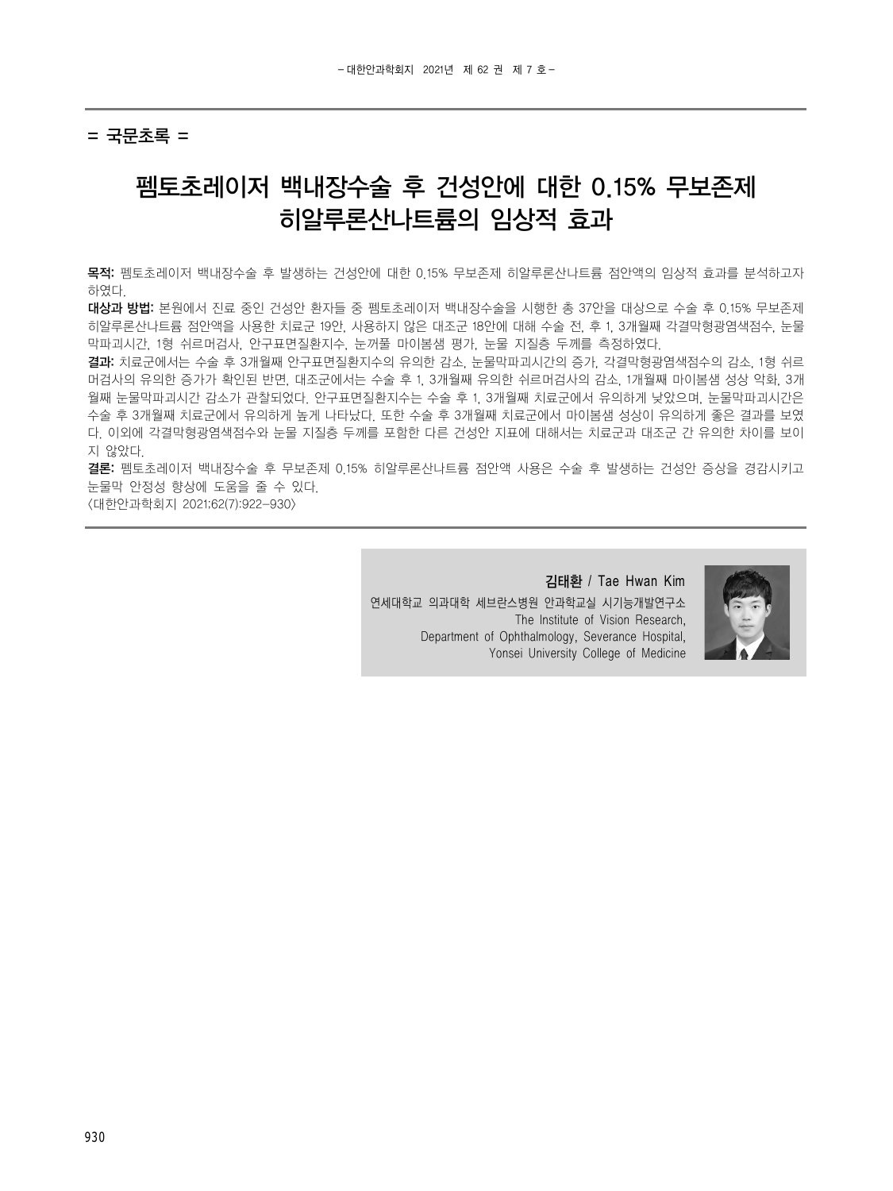= 국문초록 =

# 펨토초레이저 백내장수술 후 건성안에 대한 0.15% 무보존제 히알루론산나트륨의 임상적 효과

**목적:** 펨토초레이저 백내장수술 후 발생하는 건성안에 대한 0.15% 무보존제 히알루론산나트륨 점안액의 임상적 효과를 분석하고자 하였다.

**대상과 방법:** 본원에서 진료 중인 건성안 환자들 중 펨토초레이저 백내장수술을 시행한 총 37안을 대상으로 수술 후 0.15% 무보존제 히알루론산나트륨 점안액을 사용한 치료군 19안, 사용하지 않은 대조군 18안에 대해 수술 전, 후 1, 3개월째 각결막형광염색점수, 눈물막파괴시간, 1형 쉬르머검사, 안구표면질환지수, 눈꺼풀 마이봄샘 평가, 눈물 지질층 두께를 측정하였다.

**결과:** 치료군에서는 수술 후 3개월째 안구표면질환지수의 유의한 감소, 눈물막파괴시간의 증가, 각결막형광염색점수의 감소, 1형 쉬르머검사의 유의한 증가가 확인된 반면, 대조군에서는 수술 후 1, 3개월째 유의한 쉬르머검사의 감소, 1개월째 마이봄샘 성상 악화, 3개월째 눈물막파괴시간 감소가 관찰되었다. 안구표면질환지수는 수술 후 1, 3개월째 치료군에서 유의하게 낮았으며, 눈물막파괴시간은 수술 후 3개월째 치료군에서 유의하게 높게 나타났다. 또한 수술 후 3개월째 치료군에서 마이봄샘 성상이 유의하게 좋은 결과를 보였다. 이외에 각결막형광염색점수와 눈물 지질층 두께를 포함한 다른 건성안 지표에 대해서는 치료군과 대조군 간 유의한 차이를 보이지 않았다.

**결론:** 펨토초레이저 백내장수술 후 무보존제 0.15% 히알루론산나트륨 점안액 사용은 수술 후 발생하는 건성안 증상을 경감시키고 눈물막 안정성 향상에 도움을 줄 수 있다.

〈대한안과학회지 2021;62(7):922-930〉

**김태환** / Tae Hwan Kim

연세대학교 의과대학 세브란스병원 안과학교실 시기능개발연구소
The Institute of Vision Research,
Department of Ophthalmology, Severance Hospital,
Yonsei University College of Medicine